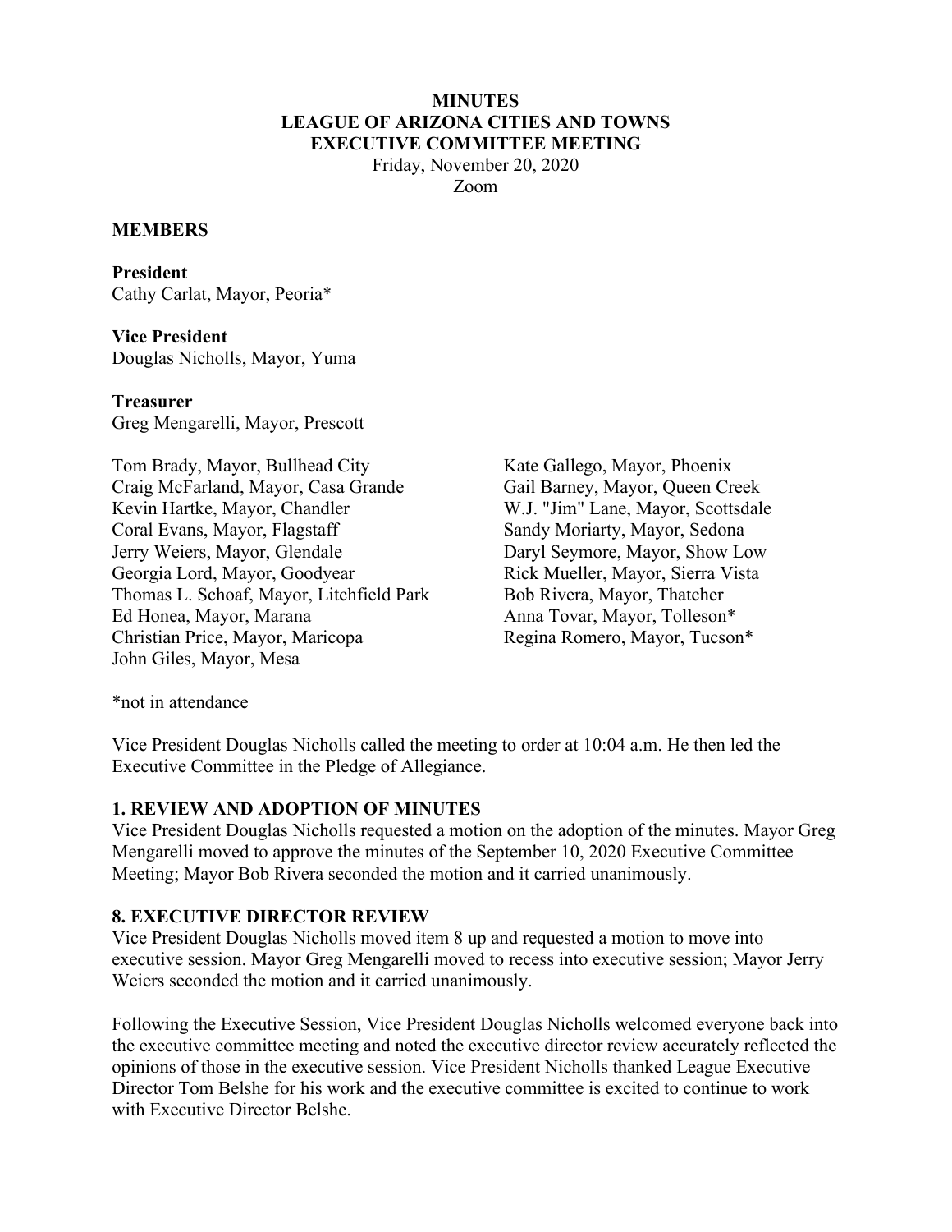# MINUTES
# LEAGUE OF ARIZONA CITIES AND TOWNS
# EXECUTIVE COMMITTEE MEETING

Friday, November 20, 2020
Zoom

**MEMBERS**

**President**
Cathy Carlat, Mayor, Peoria*

**Vice President**
Douglas Nicholls, Mayor, Yuma

**Treasurer**
Greg Mengarelli, Mayor, Prescott

Tom Brady, Mayor, Bullhead City
Craig McFarland, Mayor, Casa Grande
Kevin Hartke, Mayor, Chandler
Coral Evans, Mayor, Flagstaff
Jerry Weiers, Mayor, Glendale
Georgia Lord, Mayor, Goodyear
Thomas L. Schoaf, Mayor, Litchfield Park
Ed Honea, Mayor, Marana
Christian Price, Mayor, Maricopa
John Giles, Mayor, Mesa
Kate Gallego, Mayor, Phoenix
Gail Barney, Mayor, Queen Creek
W.J. "Jim" Lane, Mayor, Scottsdale
Sandy Moriarty, Mayor, Sedona
Daryl Seymore, Mayor, Show Low
Rick Mueller, Mayor, Sierra Vista
Bob Rivera, Mayor, Thatcher
Anna Tovar, Mayor, Tolleson*
Regina Romero, Mayor, Tucson*

*not in attendance

Vice President Douglas Nicholls called the meeting to order at 10:04 a.m. He then led the Executive Committee in the Pledge of Allegiance.

**1. REVIEW AND ADOPTION OF MINUTES**
Vice President Douglas Nicholls requested a motion on the adoption of the minutes. Mayor Greg Mengarelli moved to approve the minutes of the September 10, 2020 Executive Committee Meeting; Mayor Bob Rivera seconded the motion and it carried unanimously.

**8. EXECUTIVE DIRECTOR REVIEW**
Vice President Douglas Nicholls moved item 8 up and requested a motion to move into executive session. Mayor Greg Mengarelli moved to recess into executive session; Mayor Jerry Weiers seconded the motion and it carried unanimously.

Following the Executive Session, Vice President Douglas Nicholls welcomed everyone back into the executive committee meeting and noted the executive director review accurately reflected the opinions of those in the executive session. Vice President Nicholls thanked League Executive Director Tom Belshe for his work and the executive committee is excited to continue to work with Executive Director Belshe.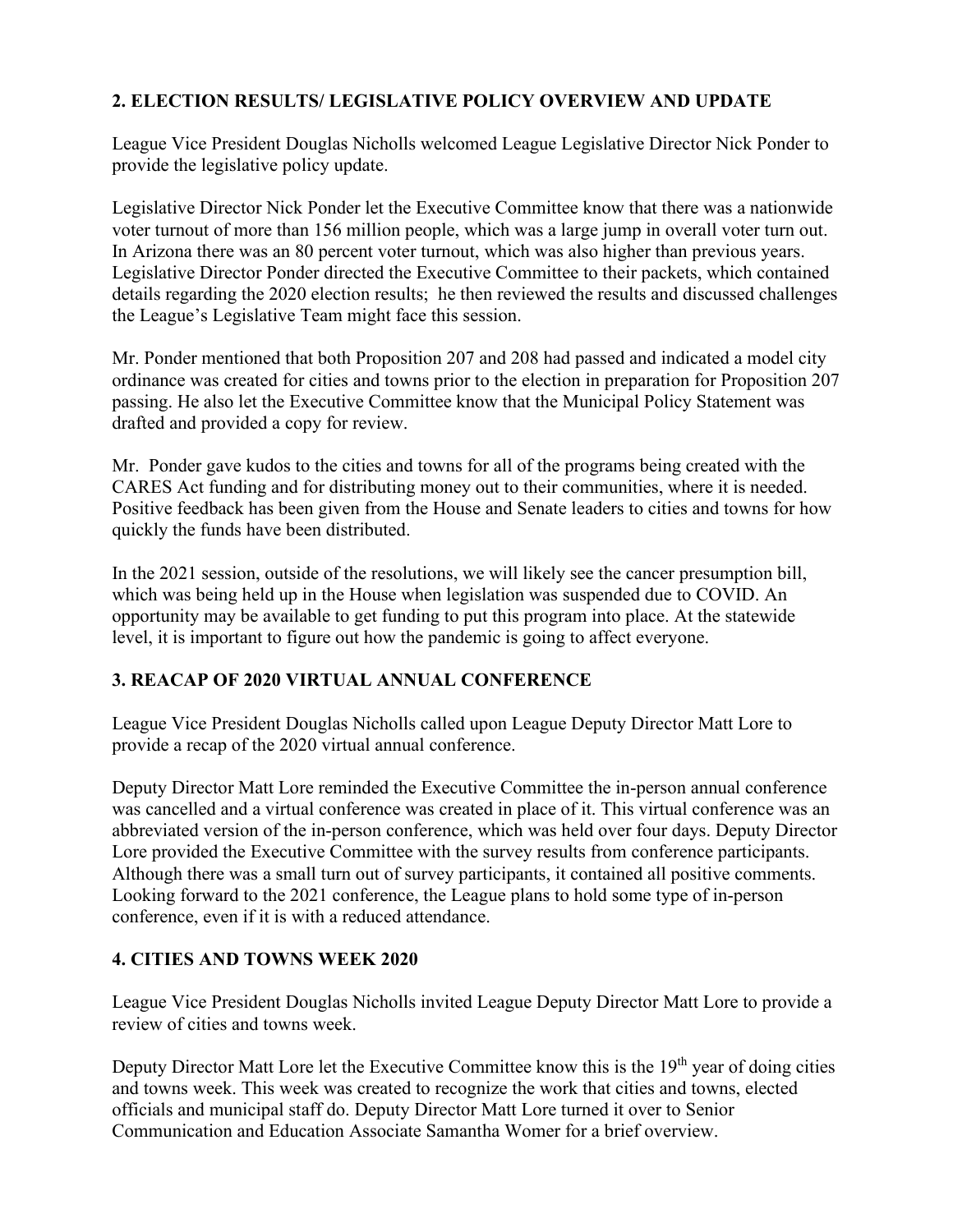## 2. ELECTION RESULTS/ LEGISLATIVE POLICY OVERVIEW AND UPDATE

League Vice President Douglas Nicholls welcomed League Legislative Director Nick Ponder to provide the legislative policy update.

Legislative Director Nick Ponder let the Executive Committee know that there was a nationwide voter turnout of more than 156 million people, which was a large jump in overall voter turn out. In Arizona there was an 80 percent voter turnout, which was also higher than previous years. Legislative Director Ponder directed the Executive Committee to their packets, which contained details regarding the 2020 election results; he then reviewed the results and discussed challenges the League's Legislative Team might face this session.

Mr. Ponder mentioned that both Proposition 207 and 208 had passed and indicated a model city ordinance was created for cities and towns prior to the election in preparation for Proposition 207 passing. He also let the Executive Committee know that the Municipal Policy Statement was drafted and provided a copy for review.

Mr. Ponder gave kudos to the cities and towns for all of the programs being created with the CARES Act funding and for distributing money out to their communities, where it is needed. Positive feedback has been given from the House and Senate leaders to cities and towns for how quickly the funds have been distributed.

In the 2021 session, outside of the resolutions, we will likely see the cancer presumption bill, which was being held up in the House when legislation was suspended due to COVID. An opportunity may be available to get funding to put this program into place. At the statewide level, it is important to figure out how the pandemic is going to affect everyone.

## 3. REACAP OF 2020 VIRTUAL ANNUAL CONFERENCE

League Vice President Douglas Nicholls called upon League Deputy Director Matt Lore to provide a recap of the 2020 virtual annual conference.

Deputy Director Matt Lore reminded the Executive Committee the in-person annual conference was cancelled and a virtual conference was created in place of it. This virtual conference was an abbreviated version of the in-person conference, which was held over four days. Deputy Director Lore provided the Executive Committee with the survey results from conference participants. Although there was a small turn out of survey participants, it contained all positive comments. Looking forward to the 2021 conference, the League plans to hold some type of in-person conference, even if it is with a reduced attendance.

## 4. CITIES AND TOWNS WEEK 2020

League Vice President Douglas Nicholls invited League Deputy Director Matt Lore to provide a review of cities and towns week.

Deputy Director Matt Lore let the Executive Committee know this is the 19th year of doing cities and towns week. This week was created to recognize the work that cities and towns, elected officials and municipal staff do. Deputy Director Matt Lore turned it over to Senior Communication and Education Associate Samantha Womer for a brief overview.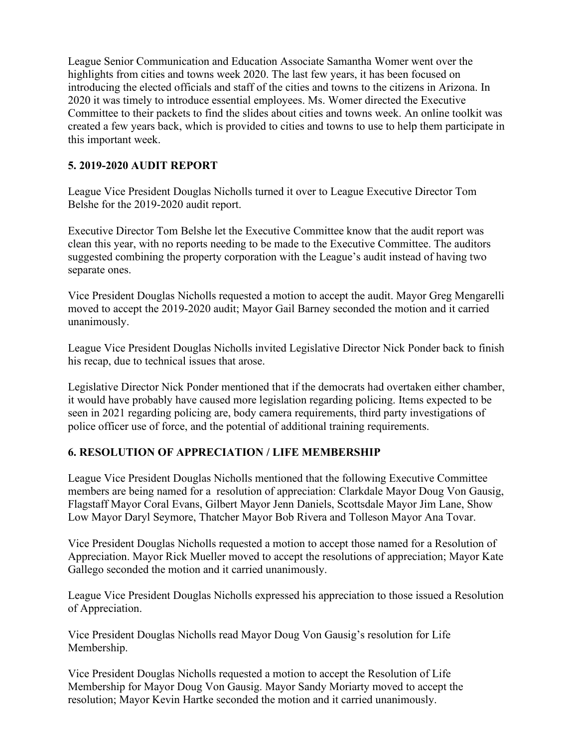League Senior Communication and Education Associate Samantha Womer went over the highlights from cities and towns week 2020. The last few years, it has been focused on introducing the elected officials and staff of the cities and towns to the citizens in Arizona. In 2020 it was timely to introduce essential employees. Ms. Womer directed the Executive Committee to their packets to find the slides about cities and towns week. An online toolkit was created a few years back, which is provided to cities and towns to use to help them participate in this important week.

## 5. 2019-2020 AUDIT REPORT

League Vice President Douglas Nicholls turned it over to League Executive Director Tom Belshe for the 2019-2020 audit report.

Executive Director Tom Belshe let the Executive Committee know that the audit report was clean this year, with no reports needing to be made to the Executive Committee. The auditors suggested combining the property corporation with the League's audit instead of having two separate ones.

Vice President Douglas Nicholls requested a motion to accept the audit. Mayor Greg Mengarelli moved to accept the 2019-2020 audit; Mayor Gail Barney seconded the motion and it carried unanimously.

League Vice President Douglas Nicholls invited Legislative Director Nick Ponder back to finish his recap, due to technical issues that arose.

Legislative Director Nick Ponder mentioned that if the democrats had overtaken either chamber, it would have probably have caused more legislation regarding policing. Items expected to be seen in 2021 regarding policing are, body camera requirements, third party investigations of police officer use of force, and the potential of additional training requirements.

## 6. RESOLUTION OF APPRECIATION / LIFE MEMBERSHIP

League Vice President Douglas Nicholls mentioned that the following Executive Committee members are being named for a resolution of appreciation: Clarkdale Mayor Doug Von Gausig, Flagstaff Mayor Coral Evans, Gilbert Mayor Jenn Daniels, Scottsdale Mayor Jim Lane, Show Low Mayor Daryl Seymore, Thatcher Mayor Bob Rivera and Tolleson Mayor Ana Tovar.

Vice President Douglas Nicholls requested a motion to accept those named for a Resolution of Appreciation. Mayor Rick Mueller moved to accept the resolutions of appreciation; Mayor Kate Gallego seconded the motion and it carried unanimously.

League Vice President Douglas Nicholls expressed his appreciation to those issued a Resolution of Appreciation.

Vice President Douglas Nicholls read Mayor Doug Von Gausig's resolution for Life Membership.

Vice President Douglas Nicholls requested a motion to accept the Resolution of Life Membership for Mayor Doug Von Gausig. Mayor Sandy Moriarty moved to accept the resolution; Mayor Kevin Hartke seconded the motion and it carried unanimously.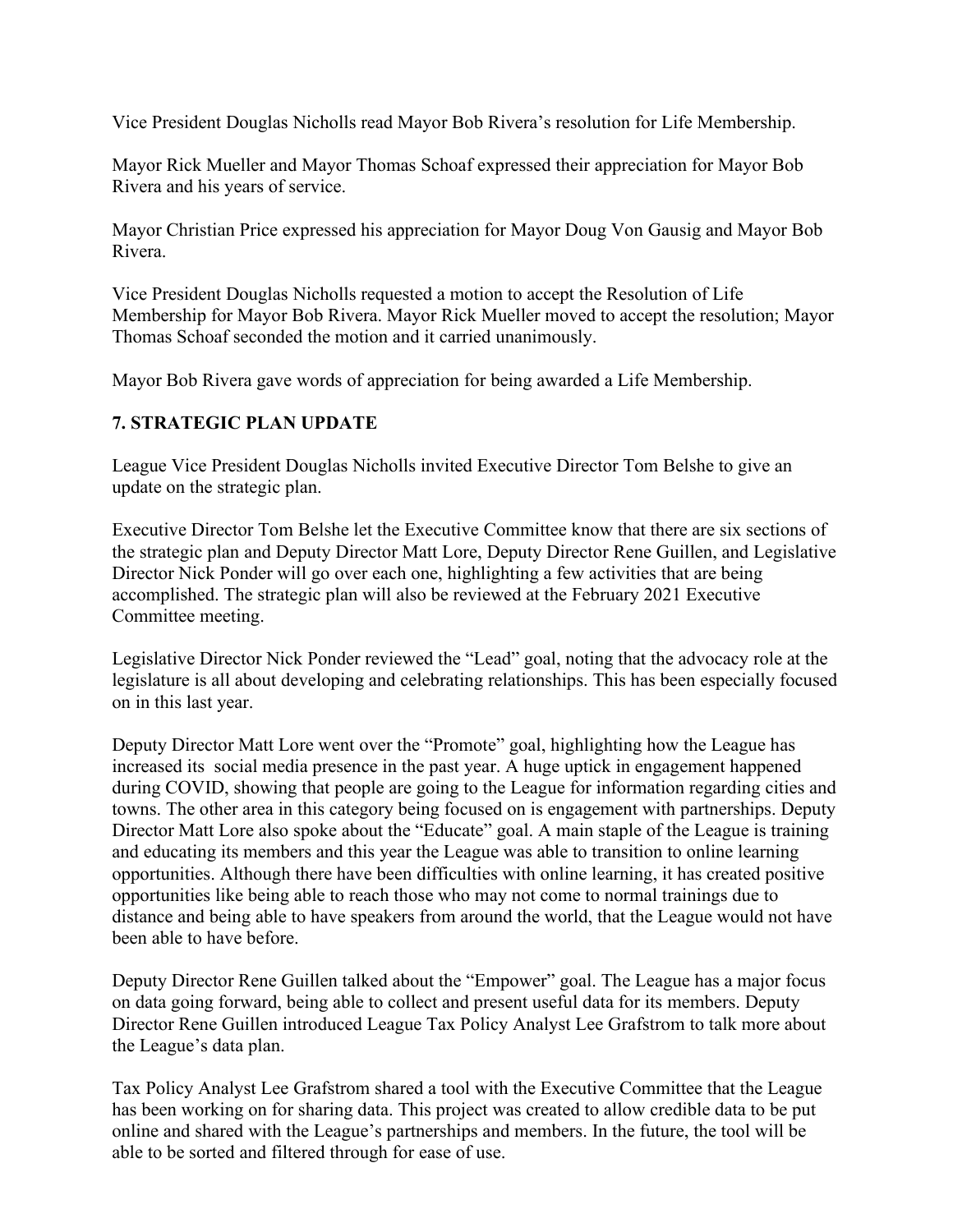Vice President Douglas Nicholls read Mayor Bob Rivera's resolution for Life Membership.

Mayor Rick Mueller and Mayor Thomas Schoaf expressed their appreciation for Mayor Bob Rivera and his years of service.

Mayor Christian Price expressed his appreciation for Mayor Doug Von Gausig and Mayor Bob Rivera.

Vice President Douglas Nicholls requested a motion to accept the Resolution of Life Membership for Mayor Bob Rivera. Mayor Rick Mueller moved to accept the resolution; Mayor Thomas Schoaf seconded the motion and it carried unanimously.

Mayor Bob Rivera gave words of appreciation for being awarded a Life Membership.

## 7. STRATEGIC PLAN UPDATE

League Vice President Douglas Nicholls invited Executive Director Tom Belshe to give an update on the strategic plan.

Executive Director Tom Belshe let the Executive Committee know that there are six sections of the strategic plan and Deputy Director Matt Lore, Deputy Director Rene Guillen, and Legislative Director Nick Ponder will go over each one, highlighting a few activities that are being accomplished. The strategic plan will also be reviewed at the February 2021 Executive Committee meeting.

Legislative Director Nick Ponder reviewed the "Lead" goal, noting that the advocacy role at the legislature is all about developing and celebrating relationships. This has been especially focused on in this last year.

Deputy Director Matt Lore went over the "Promote" goal, highlighting how the League has increased its social media presence in the past year. A huge uptick in engagement happened during COVID, showing that people are going to the League for information regarding cities and towns. The other area in this category being focused on is engagement with partnerships. Deputy Director Matt Lore also spoke about the "Educate" goal. A main staple of the League is training and educating its members and this year the League was able to transition to online learning opportunities. Although there have been difficulties with online learning, it has created positive opportunities like being able to reach those who may not come to normal trainings due to distance and being able to have speakers from around the world, that the League would not have been able to have before.

Deputy Director Rene Guillen talked about the "Empower" goal. The League has a major focus on data going forward, being able to collect and present useful data for its members. Deputy Director Rene Guillen introduced League Tax Policy Analyst Lee Grafstrom to talk more about the League's data plan.

Tax Policy Analyst Lee Grafstrom shared a tool with the Executive Committee that the League has been working on for sharing data. This project was created to allow credible data to be put online and shared with the League's partnerships and members. In the future, the tool will be able to be sorted and filtered through for ease of use.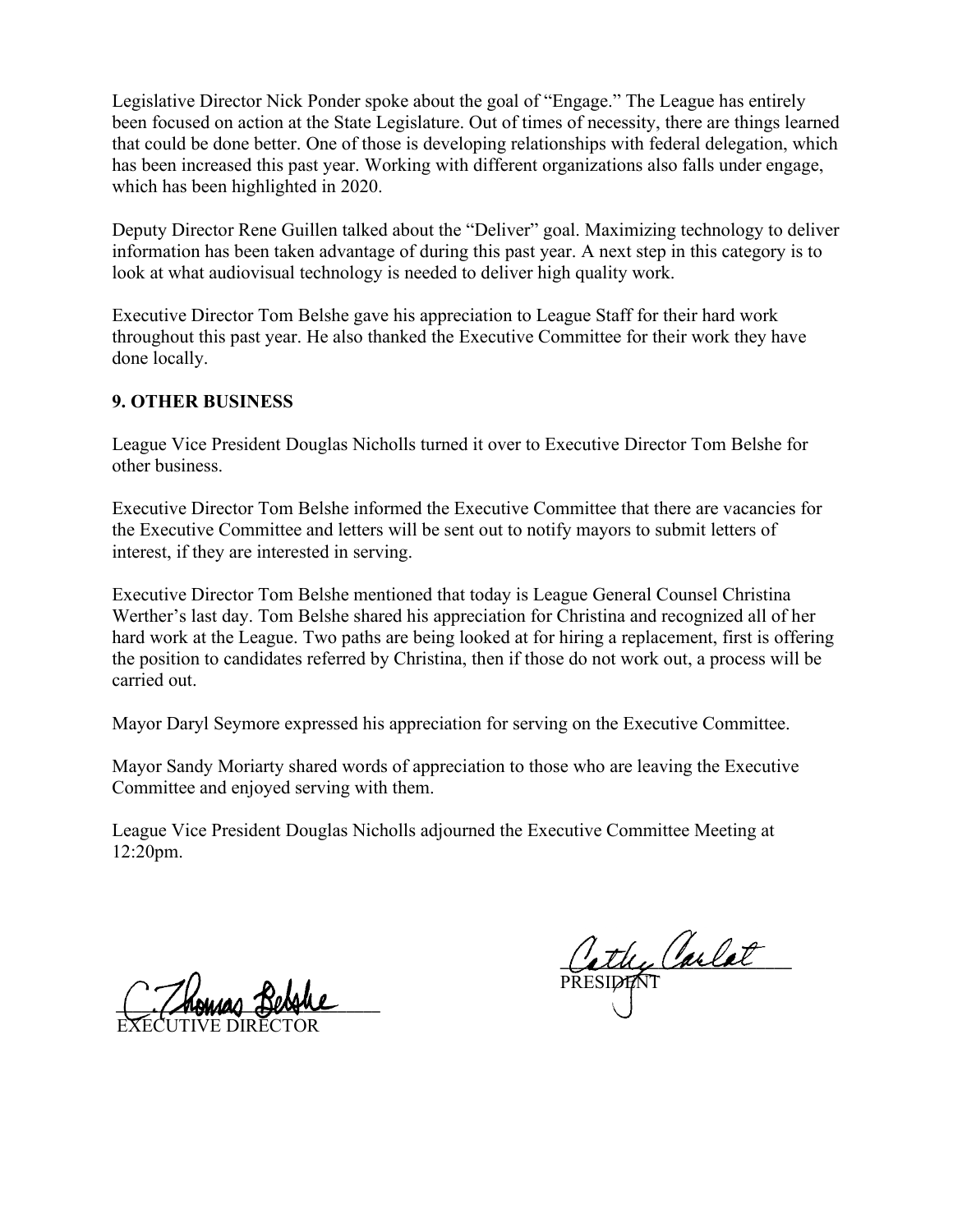Legislative Director Nick Ponder spoke about the goal of "Engage." The League has entirely been focused on action at the State Legislature. Out of times of necessity, there are things learned that could be done better. One of those is developing relationships with federal delegation, which has been increased this past year. Working with different organizations also falls under engage, which has been highlighted in 2020.

Deputy Director Rene Guillen talked about the "Deliver" goal. Maximizing technology to deliver information has been taken advantage of during this past year. A next step in this category is to look at what audiovisual technology is needed to deliver high quality work.

Executive Director Tom Belshe gave his appreciation to League Staff for their hard work throughout this past year. He also thanked the Executive Committee for their work they have done locally.

**9. OTHER BUSINESS**

League Vice President Douglas Nicholls turned it over to Executive Director Tom Belshe for other business.

Executive Director Tom Belshe informed the Executive Committee that there are vacancies for the Executive Committee and letters will be sent out to notify mayors to submit letters of interest, if they are interested in serving.

Executive Director Tom Belshe mentioned that today is League General Counsel Christina Werther's last day. Tom Belshe shared his appreciation for Christina and recognized all of her hard work at the League. Two paths are being looked at for hiring a replacement, first is offering the position to candidates referred by Christina, then if those do not work out, a process will be carried out.

Mayor Daryl Seymore expressed his appreciation for serving on the Executive Committee.

Mayor Sandy Moriarty shared words of appreciation to those who are leaving the Executive Committee and enjoyed serving with them.

League Vice President Douglas Nicholls adjourned the Executive Committee Meeting at 12:20pm.

C. Thomas Belshe
EXECUTIVE DIRECTOR

Cathy Carlat
PRESIDENT